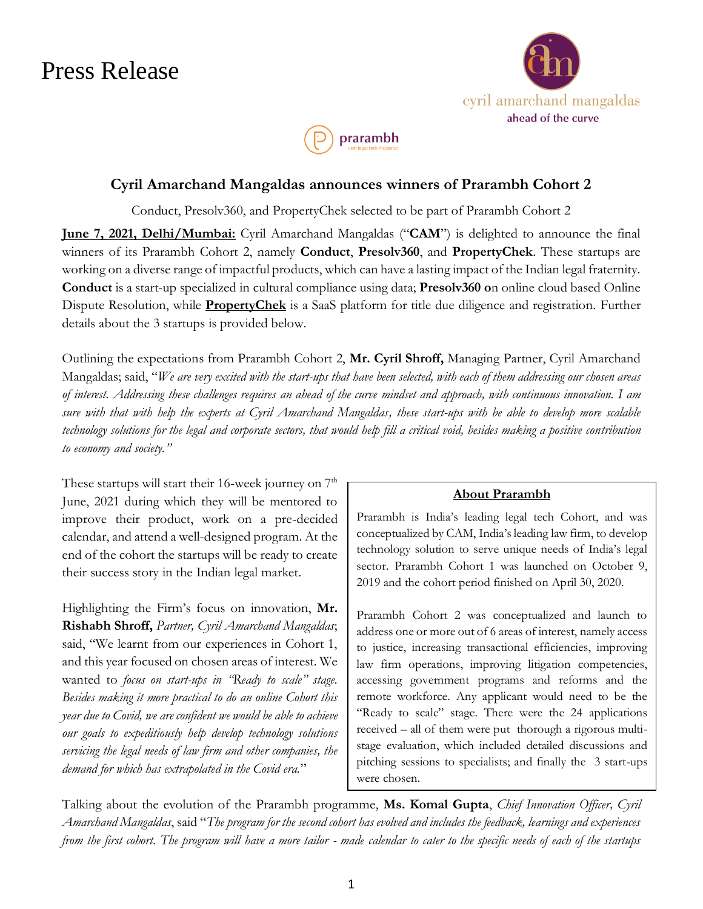# Press Release

cyril amarchand mangaldas
ahead of the curve

prarambh
cam legal tech incubator

## Cyril Amarchand Mangaldas announces winners of Prarambh Cohort 2

Conduct, Presolv360, and PropertyChek selected to be part of Prarambh Cohort 2

**June 7, 2021, Delhi/Mumbai:** Cyril Amarchand Mangaldas ("**CAM**") is delighted to announce the final winners of its Prarambh Cohort 2, namely **Conduct**, **Presolv360**, and **PropertyChek**. These startups are working on a diverse range of impactful products, which can have a lasting impact of the Indian legal fraternity. **Conduct** is a start-up specialized in cultural compliance using data; **Presolv360 o**n online cloud based Online Dispute Resolution, while **PropertyChek** is a SaaS platform for title due diligence and registration. Further details about the 3 startups is provided below.

Outlining the expectations from Prarambh Cohort 2, **Mr. Cyril Shroff,** Managing Partner, Cyril Amarchand Mangaldas; said, "*We are very excited with the start-ups that have been selected, with each of them addressing our chosen areas of interest. Addressing these challenges requires an ahead of the curve mindset and approach, with continuous innovation. I am sure with that with help the experts at Cyril Amarchand Mangaldas, these start-ups with be able to develop more scalable technology solutions for the legal and corporate sectors, that would help fill a critical void, besides making a positive contribution to economy and society."*

These startups will start their 16-week journey on 7th June, 2021 during which they will be mentored to improve their product, work on a pre-decided calendar, and attend a well-designed program. At the end of the cohort the startups will be ready to create their success story in the Indian legal market.

Highlighting the Firm's focus on innovation, **Mr. Rishabh Shroff,** *Partner, Cyril Amarchand Mangaldas*; said, "We learnt from our experiences in Cohort 1, and this year focused on chosen areas of interest. We wanted to *focus on start-ups in "Ready to scale" stage. Besides making it more practical to do an online Cohort this year due to Covid, we are confident we would be able to achieve our goals to expeditiously help develop technology solutions servicing the legal needs of law firm and other companies, the demand for which has extrapolated in the Covid era.*"

### About Prarambh

Prarambh is India's leading legal tech Cohort, and was conceptualized by CAM, India's leading law firm, to develop technology solution to serve unique needs of India's legal sector. Prarambh Cohort 1 was launched on October 9, 2019 and the cohort period finished on April 30, 2020.

Prarambh Cohort 2 was conceptualized and launch to address one or more out of 6 areas of interest, namely access to justice, increasing transactional efficiencies, improving law firm operations, improving litigation competencies, accessing government programs and reforms and the remote workforce. Any applicant would need to be the "Ready to scale" stage. There were the 24 applications received – all of them were put thorough a rigorous multi-stage evaluation, which included detailed discussions and pitching sessions to specialists; and finally the 3 start-ups were chosen.

Talking about the evolution of the Prarambh programme, **Ms. Komal Gupta**, *Chief Innovation Officer, Cyril Amarchand Mangaldas*, said "*The program for the second cohort has evolved and includes the feedback, learnings and experiences from the first cohort. The program will have a more tailor - made calendar to cater to the specific needs of each of the startups*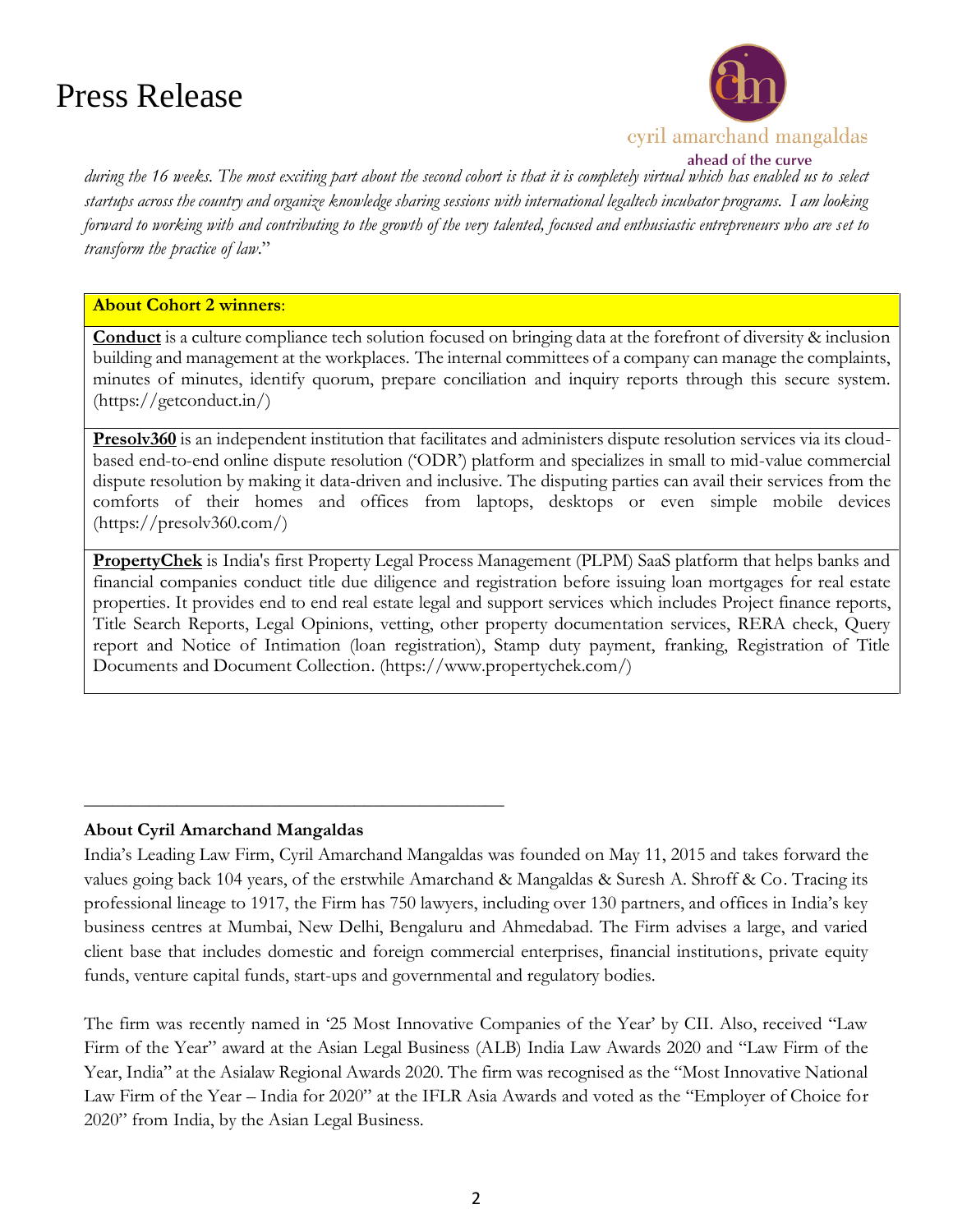*during the 16 weeks. The most exciting part about the second cohort is that it is completely virtual which has enabled us to select startups across the country and organize knowledge sharing sessions with international legaltech incubator programs. I am looking forward to working with and contributing to the growth of the very talented, focused and enthusiastic entrepreneurs who are set to transform the practice of law*."

**About Cohort 2 winners**:

**Conduct** is a culture compliance tech solution focused on bringing data at the forefront of diversity & inclusion building and management at the workplaces. The internal committees of a company can manage the complaints, minutes of minutes, identify quorum, prepare conciliation and inquiry reports through this secure system. (https://getconduct.in/)

**Presolv360** is an independent institution that facilitates and administers dispute resolution services via its cloud-based end-to-end online dispute resolution ('ODR') platform and specializes in small to mid-value commercial dispute resolution by making it data-driven and inclusive. The disputing parties can avail their services from the comforts of their homes and offices from laptops, desktops or even simple mobile devices (https://presolv360.com/)

**PropertyChek** is India's first Property Legal Process Management (PLPM) SaaS platform that helps banks and financial companies conduct title due diligence and registration before issuing loan mortgages for real estate properties. It provides end to end real estate legal and support services which includes Project finance reports, Title Search Reports, Legal Opinions, vetting, other property documentation services, RERA check, Query report and Notice of Intimation (loan registration), Stamp duty payment, franking, Registration of Title Documents and Document Collection. (https://www.propertychek.com/)

---

**About Cyril Amarchand Mangaldas**

India's Leading Law Firm, Cyril Amarchand Mangaldas was founded on May 11, 2015 and takes forward the values going back 104 years, of the erstwhile Amarchand & Mangaldas & Suresh A. Shroff & Co. Tracing its professional lineage to 1917, the Firm has 750 lawyers, including over 130 partners, and offices in India's key business centres at Mumbai, New Delhi, Bengaluru and Ahmedabad. The Firm advises a large, and varied client base that includes domestic and foreign commercial enterprises, financial institutions, private equity funds, venture capital funds, start-ups and governmental and regulatory bodies.

The firm was recently named in '25 Most Innovative Companies of the Year' by CII. Also, received "Law Firm of the Year" award at the Asian Legal Business (ALB) India Law Awards 2020 and "Law Firm of the Year, India" at the Asialaw Regional Awards 2020. The firm was recognised as the "Most Innovative National Law Firm of the Year – India for 2020" at the IFLR Asia Awards and voted as the "Employer of Choice for 2020" from India, by the Asian Legal Business.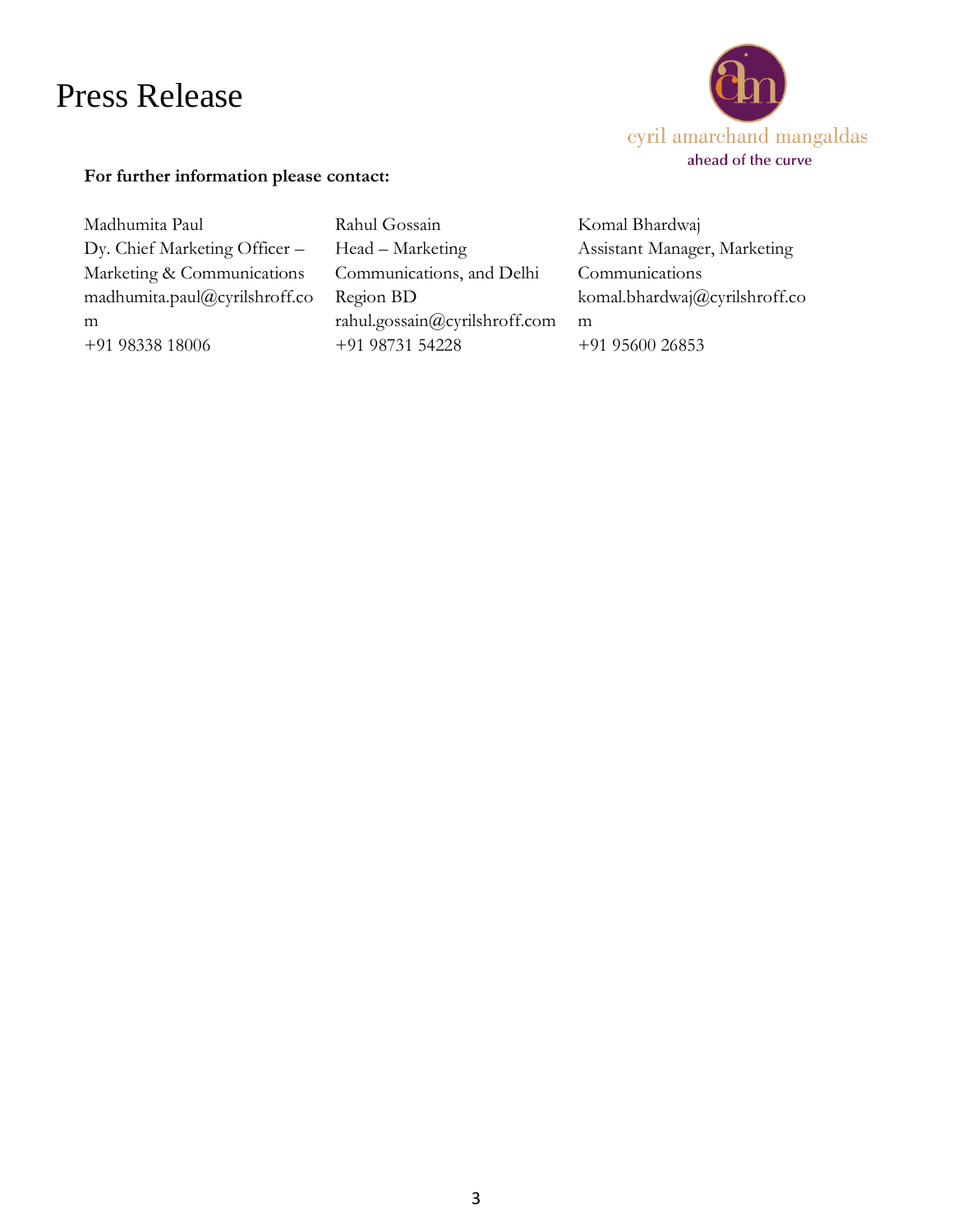# Press Release

cyril amarchand mangaldas

ahead of the curve

**For further information please contact:**

Madhumita Paul
Dy. Chief Marketing Officer – Marketing & Communications
madhumita.paul@cyrilshroff.com
+91 98338 18006

Rahul Gossain
Head – Marketing Communications, and Delhi Region BD
rahul.gossain@cyrilshroff.com
+91 98731 54228

Komal Bhardwaj
Assistant Manager, Marketing Communications
komal.bhardwaj@cyrilshroff.com
+91 95600 26853